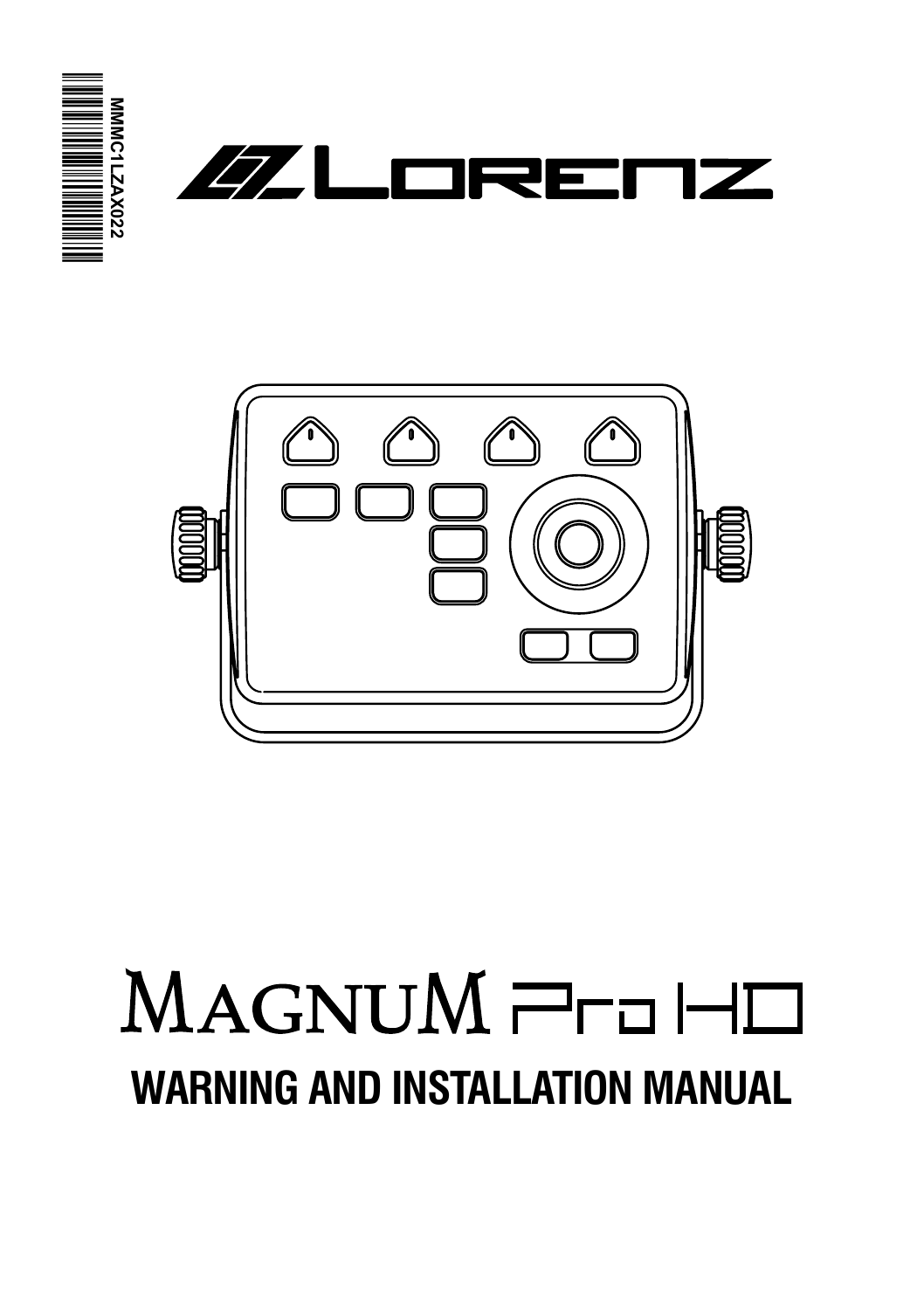MMMC1LZAX022

LORENZ

# MAGNUM Pro HD

## WARNING AND INSTALLATION MANUAL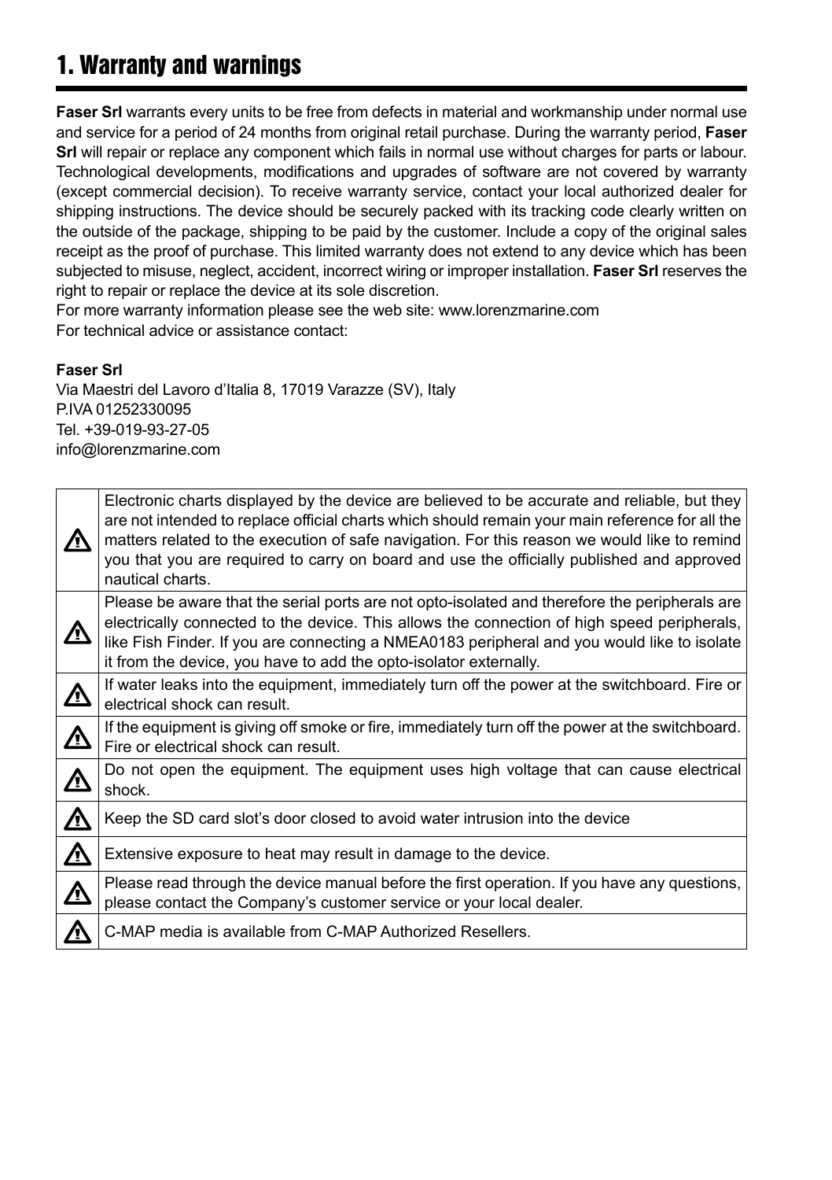# 1. Warranty and warnings

**Faser Srl** warrants every units to be free from defects in material and workmanship under normal use and service for a period of 24 months from original retail purchase. During the warranty period, **Faser Srl** will repair or replace any component which fails in normal use without charges for parts or labour. Technological developments, modifications and upgrades of software are not covered by warranty (except commercial decision). To receive warranty service, contact your local authorized dealer for shipping instructions. The device should be securely packed with its tracking code clearly written on the outside of the package, shipping to be paid by the customer. Include a copy of the original sales receipt as the proof of purchase. This limited warranty does not extend to any device which has been subjected to misuse, neglect, accident, incorrect wiring or improper installation. **Faser Srl** reserves the right to repair or replace the device at its sole discretion.
For more warranty information please see the web site: www.lorenzmarine.com
For technical advice or assistance contact:

**Faser Srl**
Via Maestri del Lavoro d'Italia 8, 17019 Varazze (SV), Italy
P.IVA 01252330095
Tel. +39-019-93-27-05
info@lorenzmarine.com

| | |
|---|---|
| ⚠ | Electronic charts displayed by the device are believed to be accurate and reliable, but they are not intended to replace official charts which should remain your main reference for all the matters related to the execution of safe navigation. For this reason we would like to remind you that you are required to carry on board and use the officially published and approved nautical charts. |
| ⚠ | Please be aware that the serial ports are not opto-isolated and therefore the peripherals are electrically connected to the device. This allows the connection of high speed peripherals, like Fish Finder. If you are connecting a NMEA0183 peripheral and you would like to isolate it from the device, you have to add the opto-isolator externally. |
| ⚠ | If water leaks into the equipment, immediately turn off the power at the switchboard. Fire or electrical shock can result. |
| ⚠ | If the equipment is giving off smoke or fire, immediately turn off the power at the switchboard. Fire or electrical shock can result. |
| ⚠ | Do not open the equipment. The equipment uses high voltage that can cause electrical shock. |
| ⚠ | Keep the SD card slot's door closed to avoid water intrusion into the device |
| ⚠ | Extensive exposure to heat may result in damage to the device. |
| ⚠ | Please read through the device manual before the first operation. If you have any questions, please contact the Company's customer service or your local dealer. |
| ⚠ | C-MAP media is available from C-MAP Authorized Resellers. |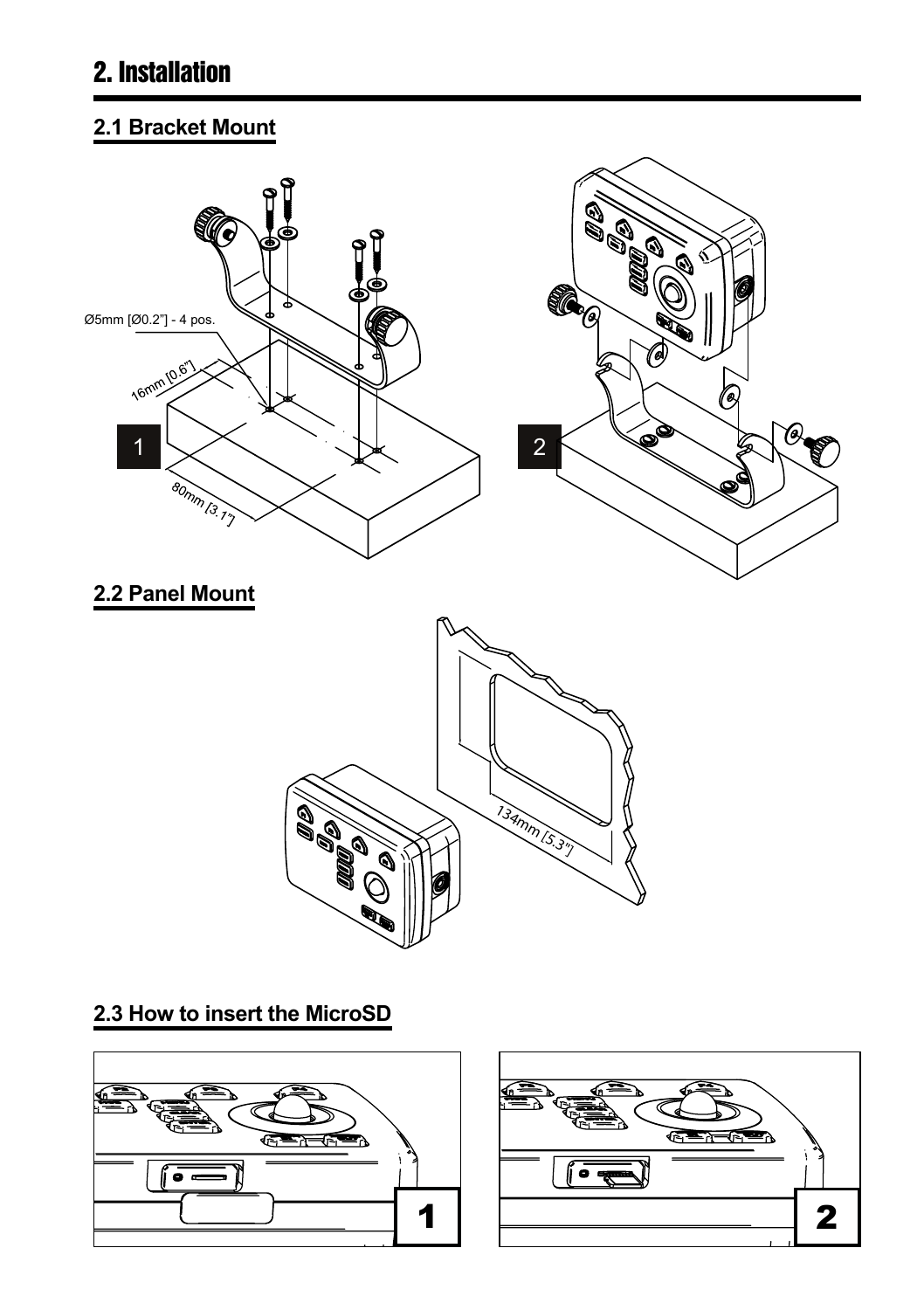# 2. Installation

## 2.1 Bracket Mount

Ø5mm [Ø0.2"] - 4 pos.

16mm [0.6"]

80mm [3.1"]

1

2

## 2.2 Panel Mount

134mm [5.3"]

## 2.3 How to insert the MicroSD

1

2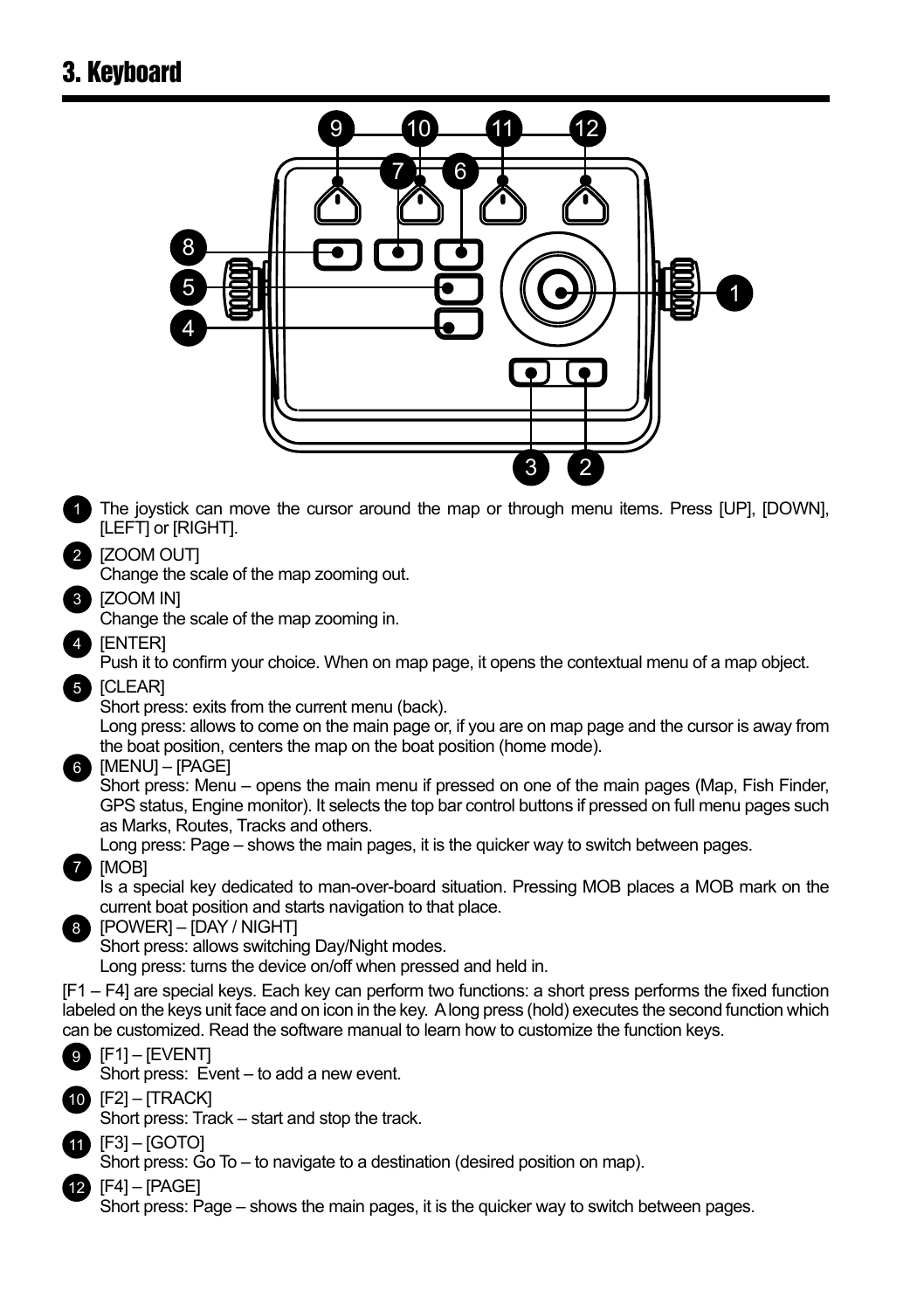# 3. Keyboard

1. The joystick can move the cursor around the map or through menu items. Press [UP], [DOWN], [LEFT] or [RIGHT].

2. [ZOOM OUT]
   Change the scale of the map zooming out.

3. [ZOOM IN]
   Change the scale of the map zooming in.

4. [ENTER]
   Push it to confirm your choice. When on map page, it opens the contextual menu of a map object.

5. [CLEAR]
   Short press: exits from the current menu (back).
   Long press: allows to come on the main page or, if you are on map page and the cursor is away from the boat position, centers the map on the boat position (home mode).

6. [MENU] – [PAGE]
   Short press: Menu – opens the main menu if pressed on one of the main pages (Map, Fish Finder, GPS status, Engine monitor). It selects the top bar control buttons if pressed on full menu pages such as Marks, Routes, Tracks and others.
   Long press: Page – shows the main pages, it is the quicker way to switch between pages.

7. [MOB]
   Is a special key dedicated to man-over-board situation. Pressing MOB places a MOB mark on the current boat position and starts navigation to that place.

8. [POWER] – [DAY / NIGHT]
   Short press: allows switching Day/Night modes.
   Long press: turns the device on/off when pressed and held in.

[F1 – F4] are special keys. Each key can perform two functions: a short press performs the fixed function labeled on the keys unit face and on icon in the key. A long press (hold) executes the second function which can be customized. Read the software manual to learn how to customize the function keys.

9. [F1] – [EVENT]
   Short press: Event – to add a new event.

10. [F2] – [TRACK]
    Short press: Track – start and stop the track.

11. [F3] – [GOTO]
    Short press: Go To – to navigate to a destination (desired position on map).

12. [F4] – [PAGE]
    Short press: Page – shows the main pages, it is the quicker way to switch between pages.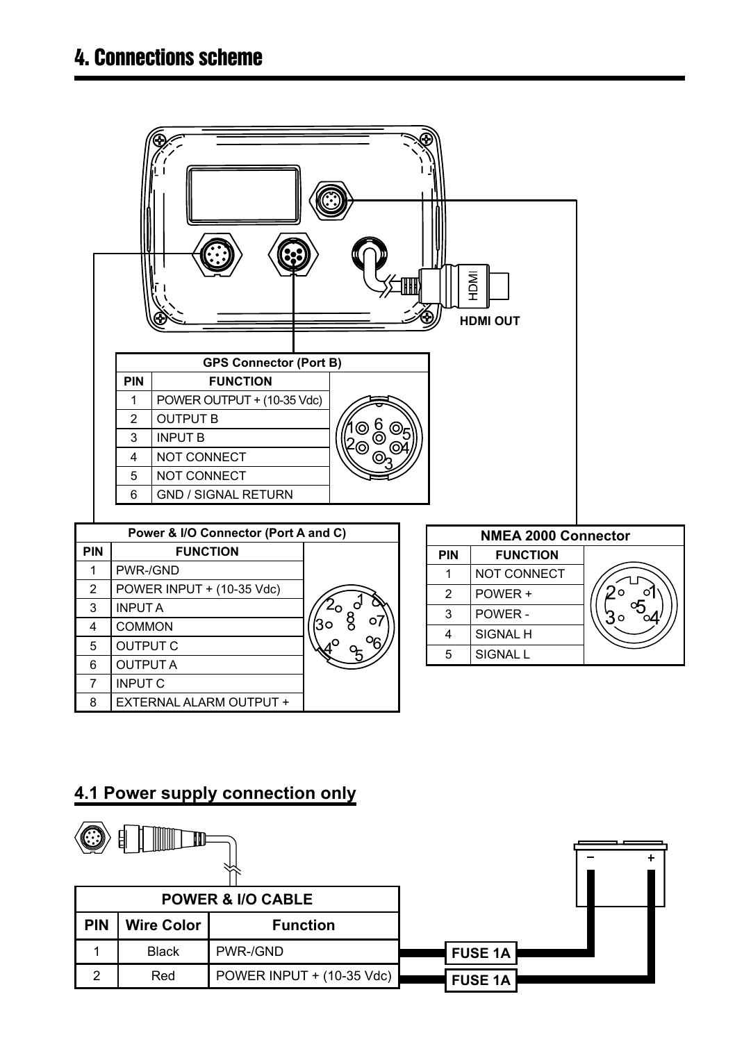# 4. Connections scheme

HDMI OUT

| GPS Connector (Port B) | |
|---|---|
| PIN | FUNCTION |
| 1 | POWER OUTPUT + (10-35 Vdc) |
| 2 | OUTPUT B |
| 3 | INPUT B |
| 4 | NOT CONNECT |
| 5 | NOT CONNECT |
| 6 | GND / SIGNAL RETURN |

| Power & I/O Connector (Port A and C) | |
|---|---|
| PIN | FUNCTION |
| 1 | PWR-/GND |
| 2 | POWER INPUT + (10-35 Vdc) |
| 3 | INPUT A |
| 4 | COMMON |
| 5 | OUTPUT C |
| 6 | OUTPUT A |
| 7 | INPUT C |
| 8 | EXTERNAL ALARM OUTPUT + |

| NMEA 2000 Connector | |
|---|---|
| PIN | FUNCTION |
| 1 | NOT CONNECT |
| 2 | POWER + |
| 3 | POWER - |
| 4 | SIGNAL H |
| 5 | SIGNAL L |

## 4.1 Power supply connection only

| POWER & I/O CABLE | | |
|---|---|---|
| PIN | Wire Color | Function |
| 1 | Black | PWR-/GND |
| 2 | Red | POWER INPUT + (10-35 Vdc) |

FUSE 1A

FUSE 1A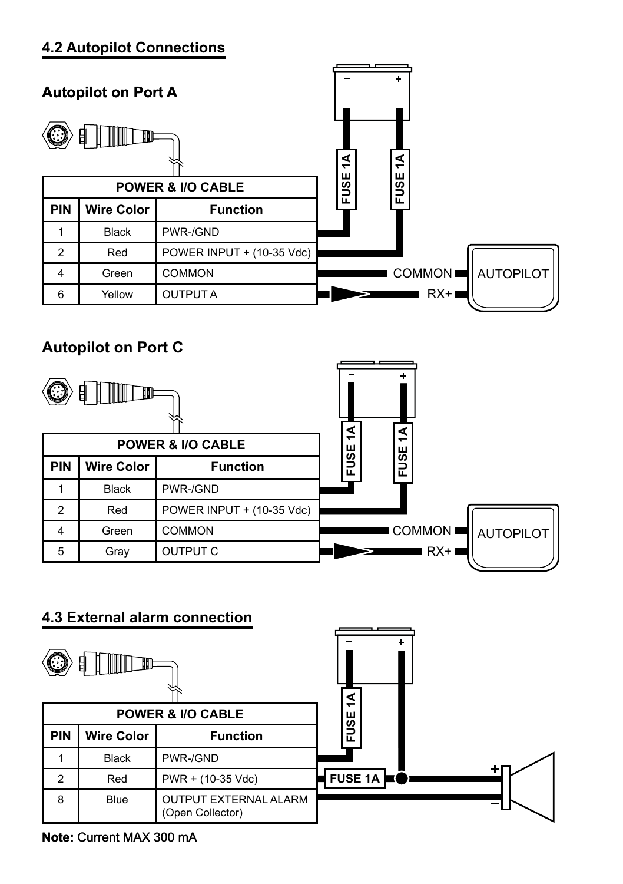## 4.2 Autopilot Connections

### Autopilot on Port A

| POWER & I/O CABLE | | |
|---|---|---|
| **PIN** | **Wire Color** | **Function** |
| 1 | Black | PWR-/GND |
| 2 | Red | POWER INPUT + (10-35 Vdc) |
| 4 | Green | COMMON |
| 6 | Yellow | OUTPUT A |

FUSE 1A FUSE 1A

COMMON RX+ AUTOPILOT

### Autopilot on Port C

| POWER & I/O CABLE | | |
|---|---|---|
| **PIN** | **Wire Color** | **Function** |
| 1 | Black | PWR-/GND |
| 2 | Red | POWER INPUT + (10-35 Vdc) |
| 4 | Green | COMMON |
| 5 | Gray | OUTPUT C |

FUSE 1A FUSE 1A

COMMON RX+ AUTOPILOT

## 4.3 External alarm connection

| POWER & I/O CABLE | | |
|---|---|---|
| **PIN** | **Wire Color** | **Function** |
| 1 | Black | PWR-/GND |
| 2 | Red | PWR + (10-35 Vdc) |
| 8 | Blue | OUTPUT EXTERNAL ALARM (Open Collector) |

FUSE 1A FUSE 1A

**Note:** Current MAX 300 mA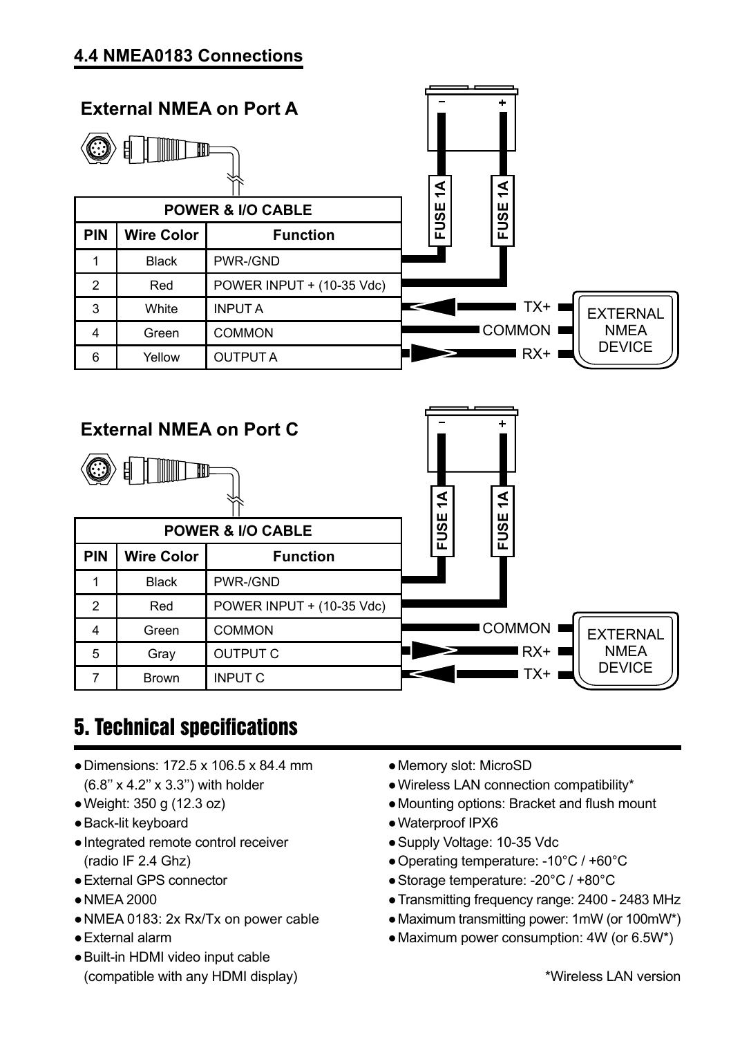## 4.4 NMEA0183 Connections

### External NMEA on Port A

| POWER & I/O CABLE | | |
|---|---|---|
| **PIN** | **Wire Color** | **Function** |
| 1 | Black | PWR-/GND |
| 2 | Red | POWER INPUT + (10-35 Vdc) |
| 3 | White | INPUT A |
| 4 | Green | COMMON |
| 6 | Yellow | OUTPUT A |

FUSE 1A

FUSE 1A

TX+

COMMON

RX+

EXTERNAL NMEA DEVICE

### External NMEA on Port C

| POWER & I/O CABLE | | |
|---|---|---|
| **PIN** | **Wire Color** | **Function** |
| 1 | Black | PWR-/GND |
| 2 | Red | POWER INPUT + (10-35 Vdc) |
| 4 | Green | COMMON |
| 5 | Gray | OUTPUT C |
| 7 | Brown | INPUT C |

FUSE 1A

FUSE 1A

COMMON

RX+

TX+

EXTERNAL NMEA DEVICE

# 5. Technical specifications

- Dimensions: 172.5 x 106.5 x 84.4 mm (6.8'' x 4.2'' x 3.3'') with holder
- Weight: 350 g (12.3 oz)
- Back-lit keyboard
- Integrated remote control receiver (radio IF 2.4 Ghz)
- External GPS connector
- NMEA 2000
- NMEA 0183: 2x Rx/Tx on power cable
- External alarm
- Built-in HDMI video input cable (compatible with any HDMI display)
- Memory slot: MicroSD
- Wireless LAN connection compatibility*
- Mounting options: Bracket and flush mount
- Waterproof IPX6
- Supply Voltage: 10-35 Vdc
- Operating temperature: -10°C / +60°C
- Storage temperature: -20°C / +80°C
- Transmitting frequency range: 2400 - 2483 MHz
- Maximum transmitting power: 1mW (or 100mW*)
- Maximum power consumption: 4W (or 6.5W*)

*Wireless LAN version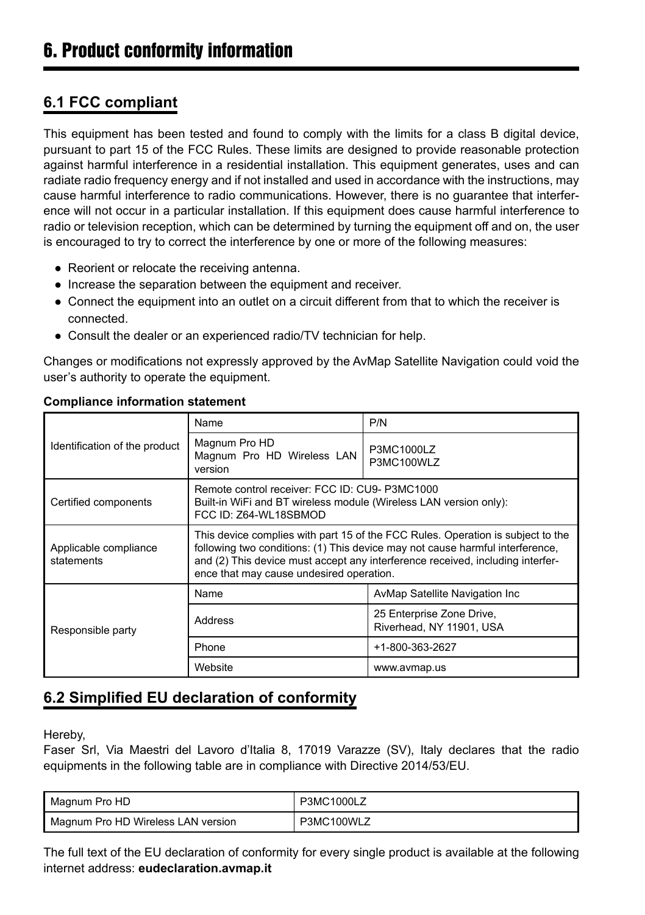# 6. Product conformity information

## 6.1 FCC compliant

This equipment has been tested and found to comply with the limits for a class B digital device, pursuant to part 15 of the FCC Rules. These limits are designed to provide reasonable protection against harmful interference in a residential installation. This equipment generates, uses and can radiate radio frequency energy and if not installed and used in accordance with the instructions, may cause harmful interference to radio communications. However, there is no guarantee that interference will not occur in a particular installation. If this equipment does cause harmful interference to radio or television reception, which can be determined by turning the equipment off and on, the user is encouraged to try to correct the interference by one or more of the following measures:

- Reorient or relocate the receiving antenna.
- Increase the separation between the equipment and receiver.
- Connect the equipment into an outlet on a circuit different from that to which the receiver is connected.
- Consult the dealer or an experienced radio/TV technician for help.

Changes or modifications not expressly approved by the AvMap Satellite Navigation could void the user's authority to operate the equipment.

**Compliance information statement**

| | | |
|---|---|---|
| Identification of the product | Name | P/N |
| | Magnum Pro HD<br>Magnum Pro HD Wireless LAN version | P3MC1000LZ<br>P3MC100WLZ |
| Certified components | Remote control receiver: FCC ID: CU9- P3MC1000<br>Built-in WiFi and BT wireless module (Wireless LAN version only):<br>FCC ID: Z64-WL18SBMOD | |
| Applicable compliance statements | This device complies with part 15 of the FCC Rules. Operation is subject to the following two conditions: (1) This device may not cause harmful interference, and (2) This device must accept any interference received, including interference that may cause undesired operation. | |
| Responsible party | Name | AvMap Satellite Navigation Inc |
| | Address | 25 Enterprise Zone Drive,<br>Riverhead, NY 11901, USA |
| | Phone | +1-800-363-2627 |
| | Website | www.avmap.us |

## 6.2 Simplified EU declaration of conformity

Hereby,
Faser Srl, Via Maestri del Lavoro d'Italia 8, 17019 Varazze (SV), Italy declares that the radio equipments in the following table are in compliance with Directive 2014/53/EU.

| | |
|---|---|
| Magnum Pro HD | P3MC1000LZ |
| Magnum Pro HD Wireless LAN version | P3MC100WLZ |

The full text of the EU declaration of conformity for every single product is available at the following internet address: **eudeclaration.avmap.it**